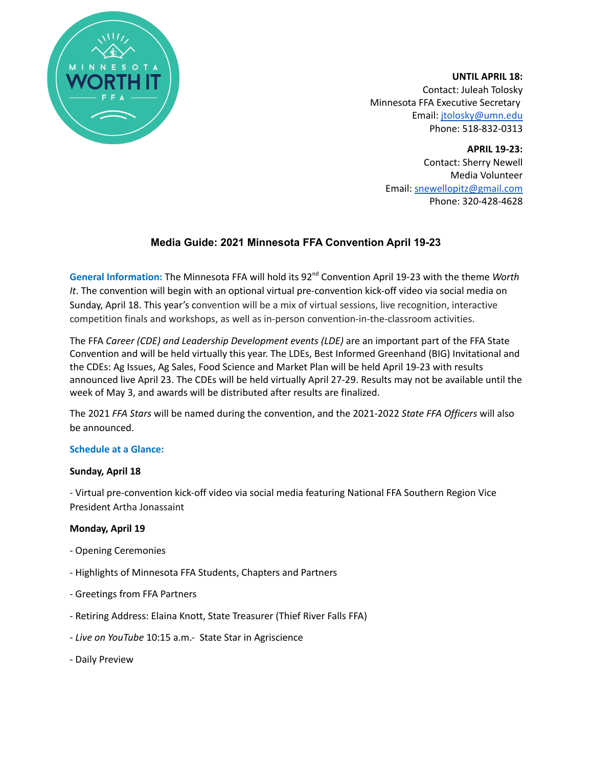**UNTIL APRIL 18:**
Contact: Juleah Tolosky
Minnesota FFA Executive Secretary
Email: jtolosky@umn.edu
Phone: 518-832-0313

**APRIL 19-23:**
Contact: Sherry Newell
Media Volunteer
Email: snewellopitz@gmail.com
Phone: 320-428-4628

# Media Guide: 2021 Minnesota FFA Convention April 19-23

**General Information:** The Minnesota FFA will hold its 92nd Convention April 19-23 with the theme *Worth It*. The convention will begin with an optional virtual pre-convention kick-off video via social media on Sunday, April 18. This year's convention will be a mix of virtual sessions, live recognition, interactive competition finals and workshops, as well as in-person convention-in-the-classroom activities.

The FFA *Career (CDE) and Leadership Development events (LDE)* are an important part of the FFA State Convention and will be held virtually this year. The LDEs, Best Informed Greenhand (BIG) Invitational and the CDEs: Ag Issues, Ag Sales, Food Science and Market Plan will be held April 19-23 with results announced live April 23. The CDEs will be held virtually April 27-29. Results may not be available until the week of May 3, and awards will be distributed after results are finalized.

The 2021 *FFA Stars* will be named during the convention, and the 2021-2022 *State FFA Officers* will also be announced.

**Schedule at a Glance:**

**Sunday, April 18**

- Virtual pre-convention kick-off video via social media featuring National FFA Southern Region Vice President Artha Jonassaint

**Monday, April 19**

- Opening Ceremonies
- Highlights of Minnesota FFA Students, Chapters and Partners
- Greetings from FFA Partners
- Retiring Address: Elaina Knott, State Treasurer (Thief River Falls FFA)
- *Live on YouTube* 10:15 a.m.- State Star in Agriscience
- Daily Preview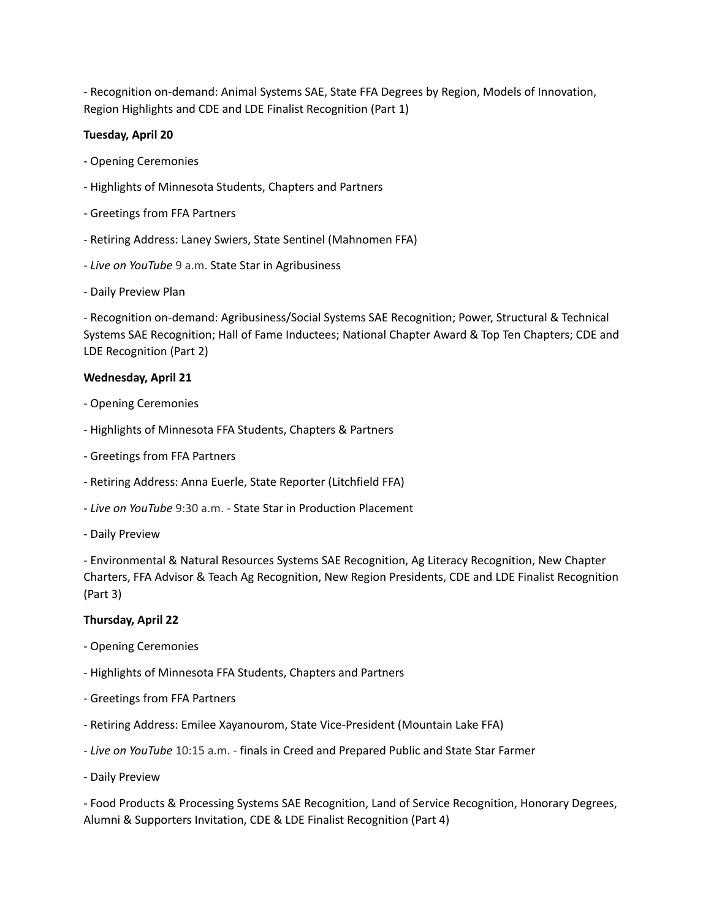- Recognition on-demand: Animal Systems SAE, State FFA Degrees by Region, Models of Innovation, Region Highlights and CDE and LDE Finalist Recognition (Part 1)

**Tuesday, April 20**

- Opening Ceremonies

- Highlights of Minnesota Students, Chapters and Partners

- Greetings from FFA Partners

- Retiring Address: Laney Swiers, State Sentinel (Mahnomen FFA)

- *Live on YouTube* 9 a.m. State Star in Agribusiness

- Daily Preview Plan

- Recognition on-demand: Agribusiness/Social Systems SAE Recognition; Power, Structural & Technical Systems SAE Recognition; Hall of Fame Inductees; National Chapter Award & Top Ten Chapters; CDE and LDE Recognition (Part 2)

**Wednesday, April 21**

- Opening Ceremonies

- Highlights of Minnesota FFA Students, Chapters & Partners

- Greetings from FFA Partners

- Retiring Address: Anna Euerle, State Reporter (Litchfield FFA)

- *Live on YouTube* 9:30 a.m. - State Star in Production Placement

- Daily Preview

- Environmental & Natural Resources Systems SAE Recognition, Ag Literacy Recognition, New Chapter Charters, FFA Advisor & Teach Ag Recognition, New Region Presidents, CDE and LDE Finalist Recognition (Part 3)

**Thursday, April 22**

- Opening Ceremonies

- Highlights of Minnesota FFA Students, Chapters and Partners

- Greetings from FFA Partners

- Retiring Address: Emilee Xayanourom, State Vice-President (Mountain Lake FFA)

- *Live on YouTube* 10:15 a.m. - finals in Creed and Prepared Public and State Star Farmer

- Daily Preview

- Food Products & Processing Systems SAE Recognition, Land of Service Recognition, Honorary Degrees, Alumni & Supporters Invitation, CDE & LDE Finalist Recognition (Part 4)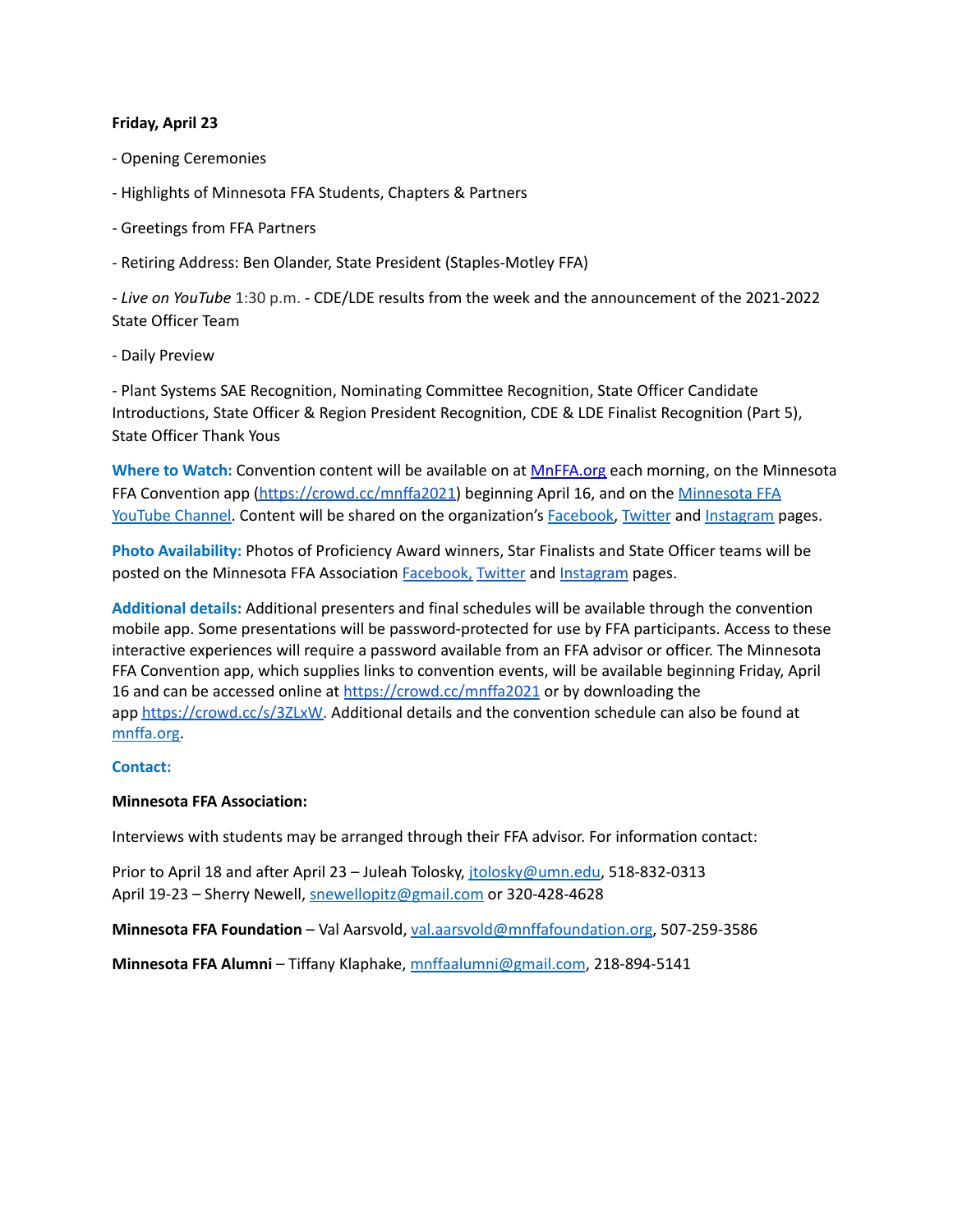**Friday, April 23**

- Opening Ceremonies

- Highlights of Minnesota FFA Students, Chapters & Partners

- Greetings from FFA Partners

- Retiring Address: Ben Olander, State President (Staples-Motley FFA)

- *Live on YouTube* 1:30 p.m. - CDE/LDE results from the week and the announcement of the 2021-2022 State Officer Team

- Daily Preview

- Plant Systems SAE Recognition, Nominating Committee Recognition, State Officer Candidate Introductions, State Officer & Region President Recognition, CDE & LDE Finalist Recognition (Part 5), State Officer Thank Yous

**Where to Watch:** Convention content will be available on at MnFFA.org each morning, on the Minnesota FFA Convention app (https://crowd.cc/mnffa2021) beginning April 16, and on the Minnesota FFA YouTube Channel. Content will be shared on the organization's Facebook, Twitter and Instagram pages.

**Photo Availability:** Photos of Proficiency Award winners, Star Finalists and State Officer teams will be posted on the Minnesota FFA Association Facebook, Twitter and Instagram pages.

**Additional details:** Additional presenters and final schedules will be available through the convention mobile app. Some presentations will be password-protected for use by FFA participants. Access to these interactive experiences will require a password available from an FFA advisor or officer. The Minnesota FFA Convention app, which supplies links to convention events, will be available beginning Friday, April 16 and can be accessed online at https://crowd.cc/mnffa2021 or by downloading the app https://crowd.cc/s/3ZLxW. Additional details and the convention schedule can also be found at mnffa.org.

**Contact:**

**Minnesota FFA Association:**

Interviews with students may be arranged through their FFA advisor. For information contact:

Prior to April 18 and after April 23 – Juleah Tolosky, jtolosky@umn.edu, 518-832-0313
April 19-23 – Sherry Newell, snewellopitz@gmail.com or 320-428-4628

**Minnesota FFA Foundation** – Val Aarsvold, val.aarsvold@mnffafoundation.org, 507-259-3586

**Minnesota FFA Alumni** – Tiffany Klaphake, mnffaalumni@gmail.com, 218-894-5141